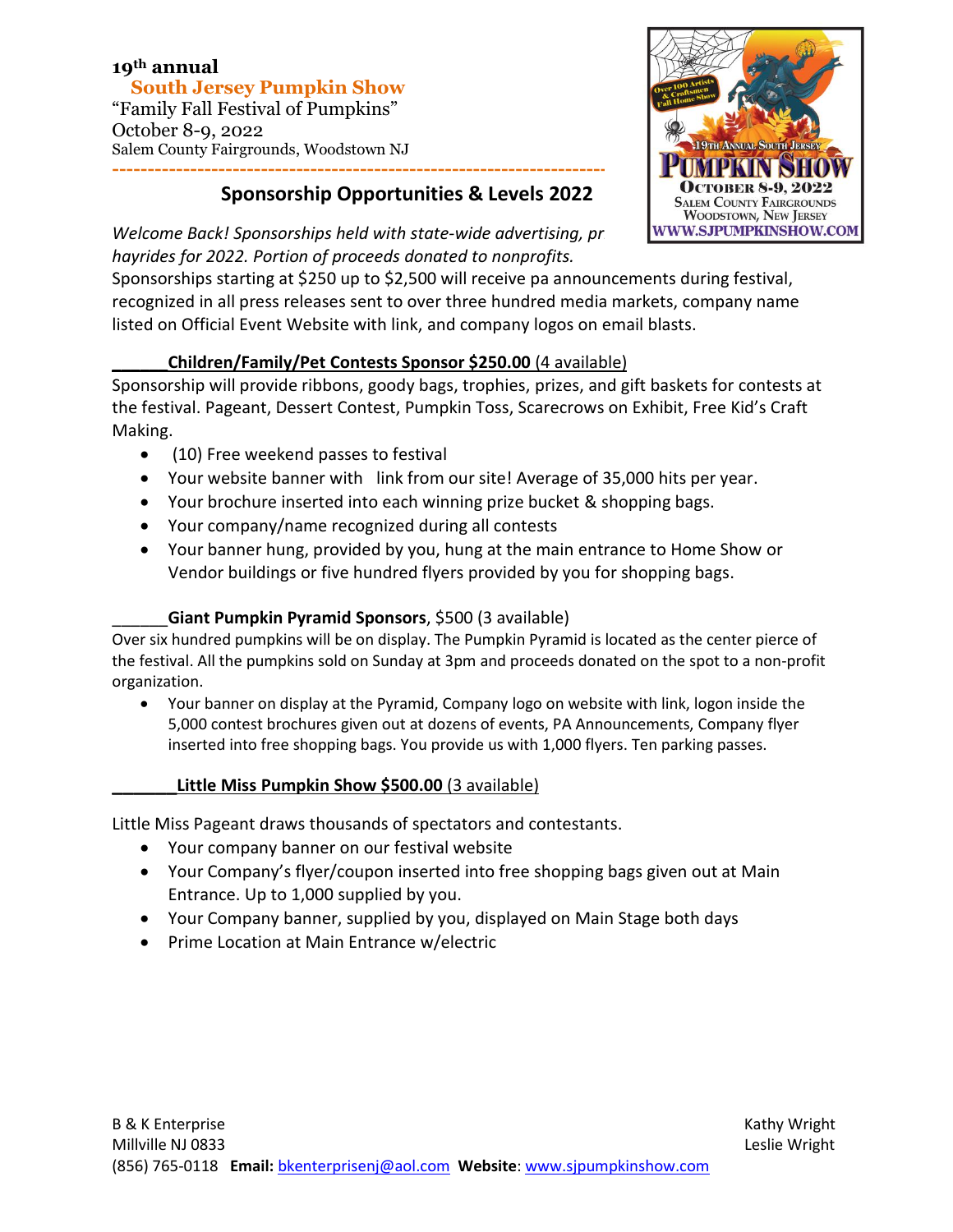**19th annual**
**South Jersey Pumpkin Show**
"Family Fall Festival of Pumpkins"
October 8-9, 2022
Salem County Fairgrounds, Woodstown NJ

---

## Sponsorship Opportunities & Levels 2022

*Welcome Back! Sponsorships held with state-wide advertising, pr hayrides for 2022. Portion of proceeds donated to nonprofits.*

Sponsorships starting at $250 up to $2,500 will receive pa announcements during festival, recognized in all press releases sent to over three hundred media markets, company name listed on Official Event Website with link, and company logos on email blasts.

______**Children/Family/Pet Contests Sponsor $250.00** (4 available)

Sponsorship will provide ribbons, goody bags, trophies, prizes, and gift baskets for contests at the festival. Pageant, Dessert Contest, Pumpkin Toss, Scarecrows on Exhibit, Free Kid's Craft Making.

- (10) Free weekend passes to festival
- Your website banner with link from our site! Average of 35,000 hits per year.
- Your brochure inserted into each winning prize bucket & shopping bags.
- Your company/name recognized during all contests
- Your banner hung, provided by you, hung at the main entrance to Home Show or Vendor buildings or five hundred flyers provided by you for shopping bags.

______**Giant Pumpkin Pyramid Sponsors**, $500 (3 available)

Over six hundred pumpkins will be on display. The Pumpkin Pyramid is located as the center pierce of the festival. All the pumpkins sold on Sunday at 3pm and proceeds donated on the spot to a non-profit organization.

- Your banner on display at the Pyramid, Company logo on website with link, logon inside the 5,000 contest brochures given out at dozens of events, PA Announcements, Company flyer inserted into free shopping bags. You provide us with 1,000 flyers. Ten parking passes.

_______**Little Miss Pumpkin Show $500.00** (3 available)

Little Miss Pageant draws thousands of spectators and contestants.

- Your company banner on our festival website
- Your Company's flyer/coupon inserted into free shopping bags given out at Main Entrance. Up to 1,000 supplied by you.
- Your Company banner, supplied by you, displayed on Main Stage both days
- Prime Location at Main Entrance w/electric

B & K Enterprise
Millville NJ 0833
(856) 765-0118 **Email:** bkenterprisenj@aol.com **Website**: www.sjpumpkinshow.com

Kathy Wright
Leslie Wright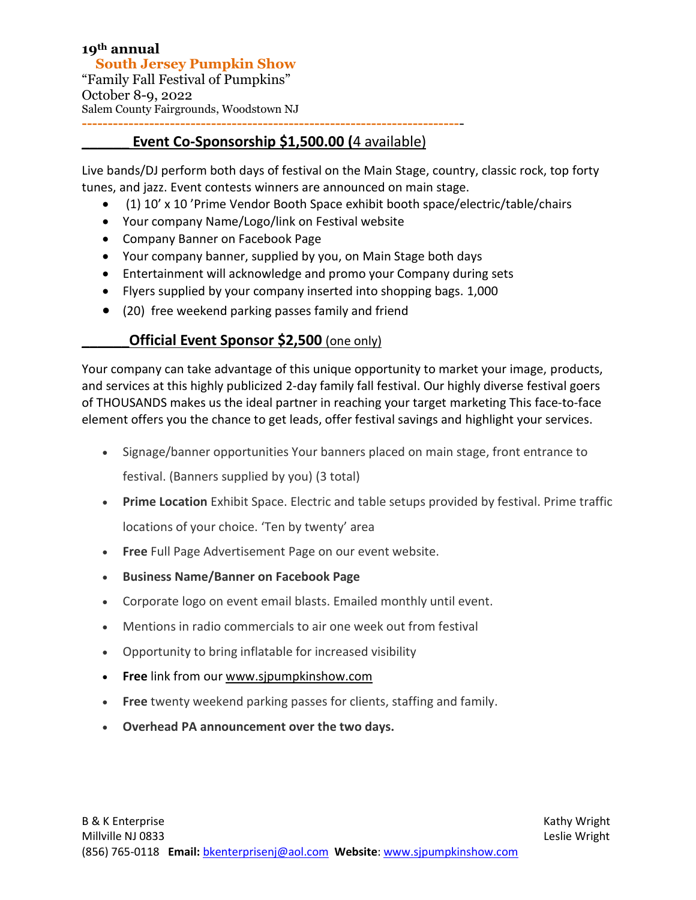**19th annual**

**South Jersey Pumpkin Show**

"Family Fall Festival of Pumpkins"

October 8-9, 2022

Salem County Fairgrounds, Woodstown NJ

---

## ______ Event Co-Sponsorship $1,500.00 (4 available)

Live bands/DJ perform both days of festival on the Main Stage, country, classic rock, top forty tunes, and jazz. Event contests winners are announced on main stage.

- (1) 10' x 10 'Prime Vendor Booth Space exhibit booth space/electric/table/chairs
- Your company Name/Logo/link on Festival website
- Company Banner on Facebook Page
- Your company banner, supplied by you, on Main Stage both days
- Entertainment will acknowledge and promo your Company during sets
- Flyers supplied by your company inserted into shopping bags. 1,000
- (20) free weekend parking passes family and friend

## ______Official Event Sponsor $2,500 (one only)

Your company can take advantage of this unique opportunity to market your image, products, and services at this highly publicized 2-day family fall festival. Our highly diverse festival goers of THOUSANDS makes us the ideal partner in reaching your target marketing This face-to-face element offers you the chance to get leads, offer festival savings and highlight your services.

- Signage/banner opportunities Your banners placed on main stage, front entrance to festival. (Banners supplied by you) (3 total)
- **Prime Location** Exhibit Space. Electric and table setups provided by festival. Prime traffic locations of your choice. 'Ten by twenty' area
- **Free** Full Page Advertisement Page on our event website.
- **Business Name/Banner on Facebook Page**
- Corporate logo on event email blasts. Emailed monthly until event.
- Mentions in radio commercials to air one week out from festival
- Opportunity to bring inflatable for increased visibility
- **Free** link from our www.sjpumpkinshow.com
- **Free** twenty weekend parking passes for clients, staffing and family.
- **Overhead PA announcement over the two days.**

B & K Enterprise
Millville NJ 0833
(856) 765-0118 **Email:** bkenterprisenj@aol.com **Website**: www.sjpumpkinshow.com

Kathy Wright
Leslie Wright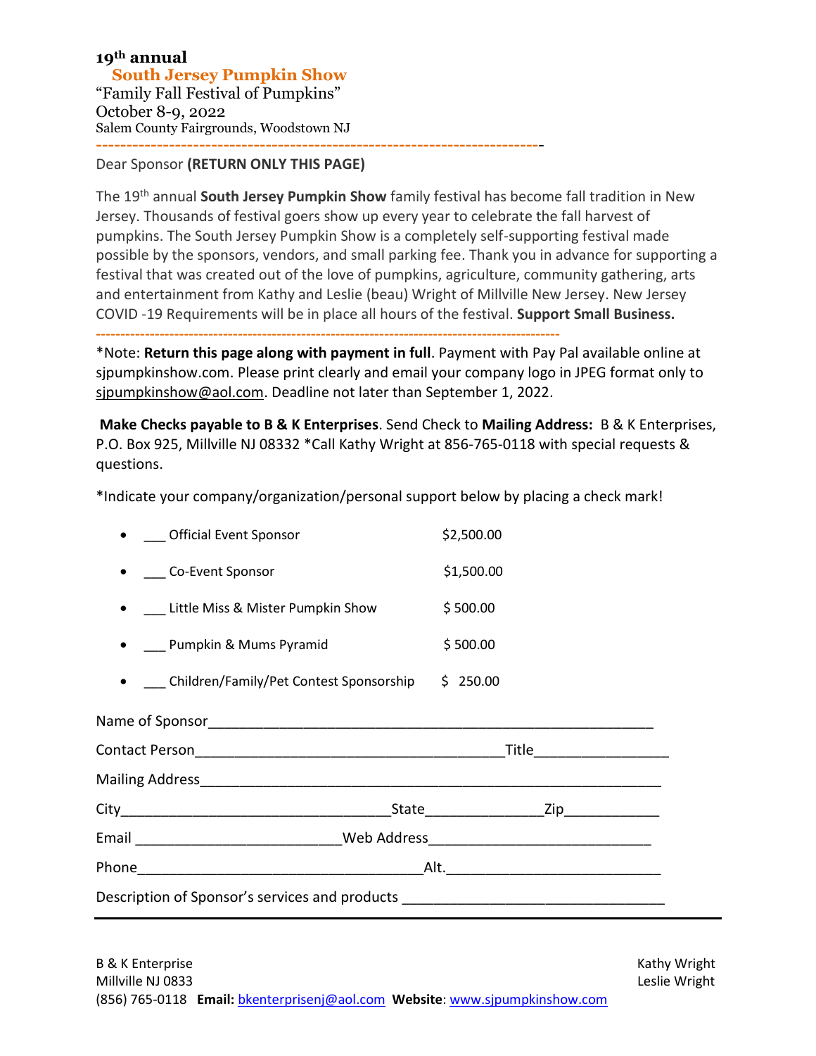**19th annual**

**South Jersey Pumpkin Show**

"Family Fall Festival of Pumpkins"

October 8-9, 2022

Salem County Fairgrounds, Woodstown NJ

---

Dear Sponsor **(RETURN ONLY THIS PAGE)**

The 19th annual **South Jersey Pumpkin Show** family festival has become fall tradition in New Jersey. Thousands of festival goers show up every year to celebrate the fall harvest of pumpkins. The South Jersey Pumpkin Show is a completely self-supporting festival made possible by the sponsors, vendors, and small parking fee. Thank you in advance for supporting a festival that was created out of the love of pumpkins, agriculture, community gathering, arts and entertainment from Kathy and Leslie (beau) Wright of Millville New Jersey. New Jersey COVID -19 Requirements will be in place all hours of the festival. **Support Small Business.**

---

*Note: **Return this page along with payment in full**. Payment with Pay Pal available online at sjpumpkinshow.com. Please print clearly and email your company logo in JPEG format only to sjpumpkinshow@aol.com. Deadline not later than September 1, 2022.

**Make Checks payable to B & K Enterprises**. Send Check to **Mailing Address:** B & K Enterprises, P.O. Box 925, Millville NJ 08332 *Call Kathy Wright at 856-765-0118 with special requests & questions.

*Indicate your company/organization/personal support below by placing a check mark!

- ___ Official Event Sponsor $2,500.00
- ___ Co-Event Sponsor $1,500.00
- ___ Little Miss & Mister Pumpkin Show $ 500.00
- ___ Pumpkin & Mums Pyramid $ 500.00
- ___ Children/Family/Pet Contest Sponsorship $ 250.00

Name of Sponsor________________________________________________________

Contact Person_______________________________________Title________________

Mailing Address__________________________________________________________

City_________________________________State______________Zip____________

Email _________________________Web Address___________________________

Phone___________________________________Alt.__________________________

Description of Sponsor's services and products _________________________________

---

B & K Enterprise
Millville NJ 0833
(856) 765-0118 **Email:** bkenterprisenj@aol.com **Website**: www.sjpumpkinshow.com

Kathy Wright
Leslie Wright